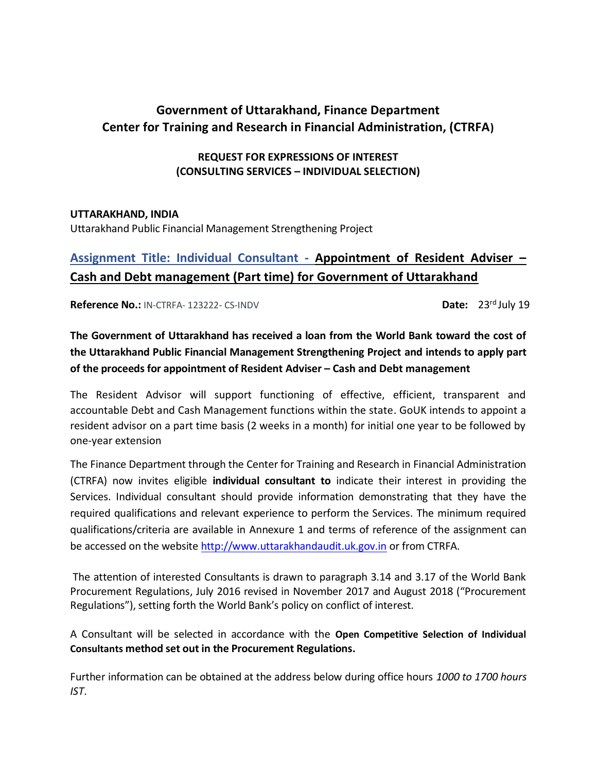## Government of Uttarakhand, Finance Department
## Center for Training and Research in Financial Administration, (CTRFA)

**REQUEST FOR EXPRESSIONS OF INTEREST**
**(CONSULTING SERVICES – INDIVIDUAL SELECTION)**

**UTTARAKHAND, INDIA**
Uttarakhand Public Financial Management Strengthening Project

## Assignment Title: Individual Consultant - Appointment of Resident Adviser – Cash and Debt management (Part time) for Government of Uttarakhand

**Reference No.:** IN-CTRFA- 123222- CS-INDV **Date:** 23rd July 19

**The Government of Uttarakhand has received a loan from the World Bank toward the cost of the Uttarakhand Public Financial Management Strengthening Project and intends to apply part of the proceeds for appointment of Resident Adviser – Cash and Debt management**

The Resident Advisor will support functioning of effective, efficient, transparent and accountable Debt and Cash Management functions within the state. GoUK intends to appoint a resident advisor on a part time basis (2 weeks in a month) for initial one year to be followed by one-year extension

The Finance Department through the Center for Training and Research in Financial Administration (CTRFA) now invites eligible **individual consultant to** indicate their interest in providing the Services. Individual consultant should provide information demonstrating that they have the required qualifications and relevant experience to perform the Services. The minimum required qualifications/criteria are available in Annexure 1 and terms of reference of the assignment can be accessed on the website http://www.uttarakhandaudit.uk.gov.in or from CTRFA.

The attention of interested Consultants is drawn to paragraph 3.14 and 3.17 of the World Bank Procurement Regulations, July 2016 revised in November 2017 and August 2018 ("Procurement Regulations"), setting forth the World Bank's policy on conflict of interest.

A Consultant will be selected in accordance with the **Open Competitive Selection of Individual Consultants method set out in the Procurement Regulations.**

Further information can be obtained at the address below during office hours *1000 to 1700 hours IST.*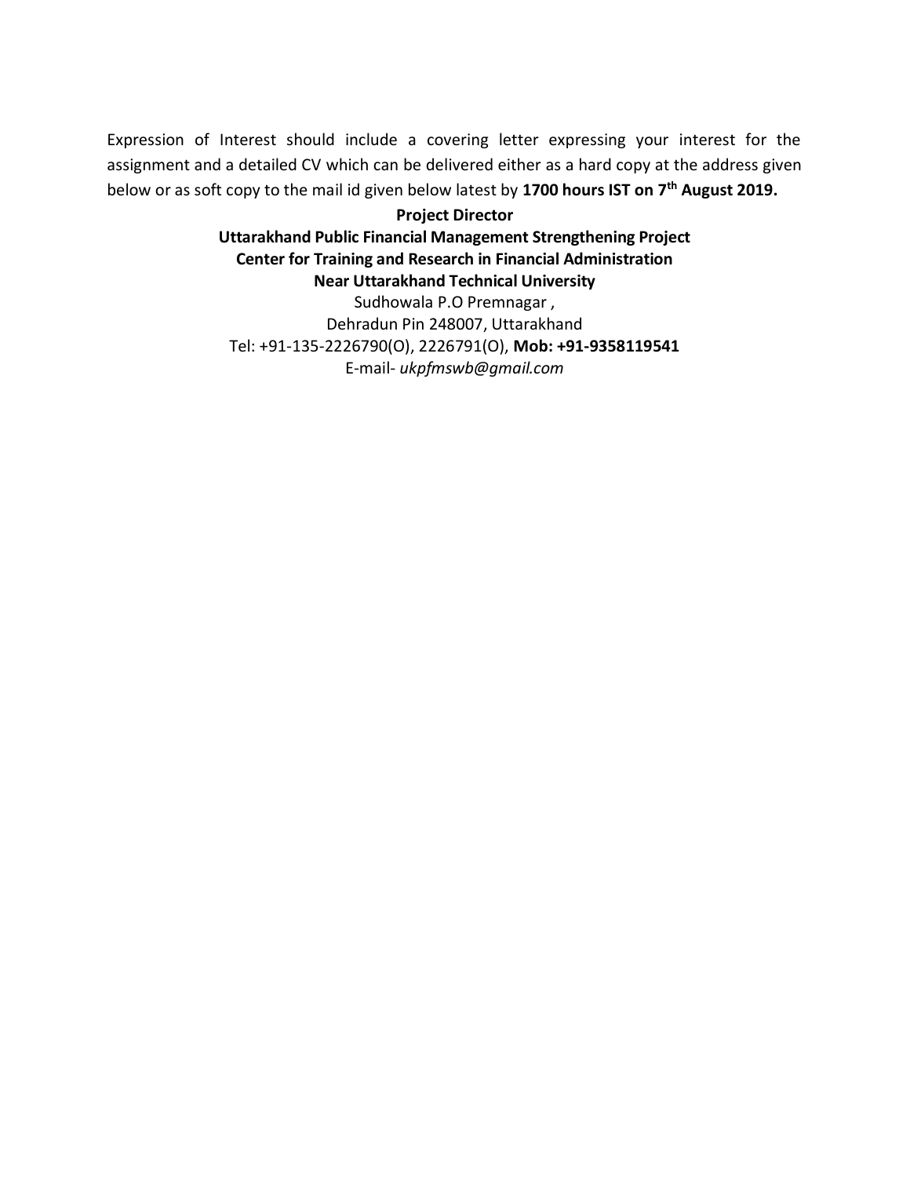Expression of Interest should include a covering letter expressing your interest for the assignment and a detailed CV which can be delivered either as a hard copy at the address given below or as soft copy to the mail id given below latest by **1700 hours IST on 7th August 2019.**

**Project Director**
**Uttarakhand Public Financial Management Strengthening Project**
**Center for Training and Research in Financial Administration**
**Near Uttarakhand Technical University**
Sudhowala P.O Premnagar ,
Dehradun Pin 248007, Uttarakhand
Tel: +91-135-2226790(O), 2226791(O), **Mob: +91-9358119541**
E-mail- *ukpfmswb@gmail.com*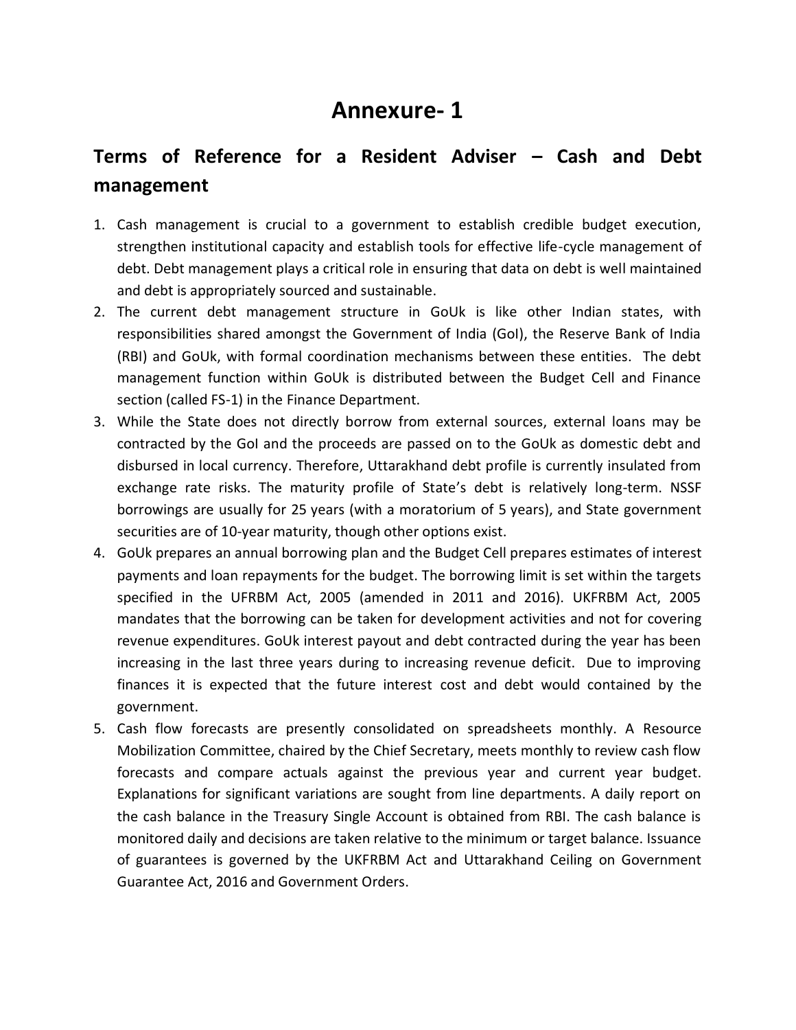# Annexure- 1

## Terms of Reference for a Resident Adviser – Cash and Debt management

1. Cash management is crucial to a government to establish credible budget execution, strengthen institutional capacity and establish tools for effective life-cycle management of debt. Debt management plays a critical role in ensuring that data on debt is well maintained and debt is appropriately sourced and sustainable.
2. The current debt management structure in GoUk is like other Indian states, with responsibilities shared amongst the Government of India (GoI), the Reserve Bank of India (RBI) and GoUk, with formal coordination mechanisms between these entities. The debt management function within GoUk is distributed between the Budget Cell and Finance section (called FS-1) in the Finance Department.
3. While the State does not directly borrow from external sources, external loans may be contracted by the GoI and the proceeds are passed on to the GoUk as domestic debt and disbursed in local currency. Therefore, Uttarakhand debt profile is currently insulated from exchange rate risks. The maturity profile of State's debt is relatively long-term. NSSF borrowings are usually for 25 years (with a moratorium of 5 years), and State government securities are of 10-year maturity, though other options exist.
4. GoUk prepares an annual borrowing plan and the Budget Cell prepares estimates of interest payments and loan repayments for the budget. The borrowing limit is set within the targets specified in the UFRBM Act, 2005 (amended in 2011 and 2016). UKFRBM Act, 2005 mandates that the borrowing can be taken for development activities and not for covering revenue expenditures. GoUk interest payout and debt contracted during the year has been increasing in the last three years during to increasing revenue deficit. Due to improving finances it is expected that the future interest cost and debt would contained by the government.
5. Cash flow forecasts are presently consolidated on spreadsheets monthly. A Resource Mobilization Committee, chaired by the Chief Secretary, meets monthly to review cash flow forecasts and compare actuals against the previous year and current year budget. Explanations for significant variations are sought from line departments. A daily report on the cash balance in the Treasury Single Account is obtained from RBI. The cash balance is monitored daily and decisions are taken relative to the minimum or target balance. Issuance of guarantees is governed by the UKFRBM Act and Uttarakhand Ceiling on Government Guarantee Act, 2016 and Government Orders.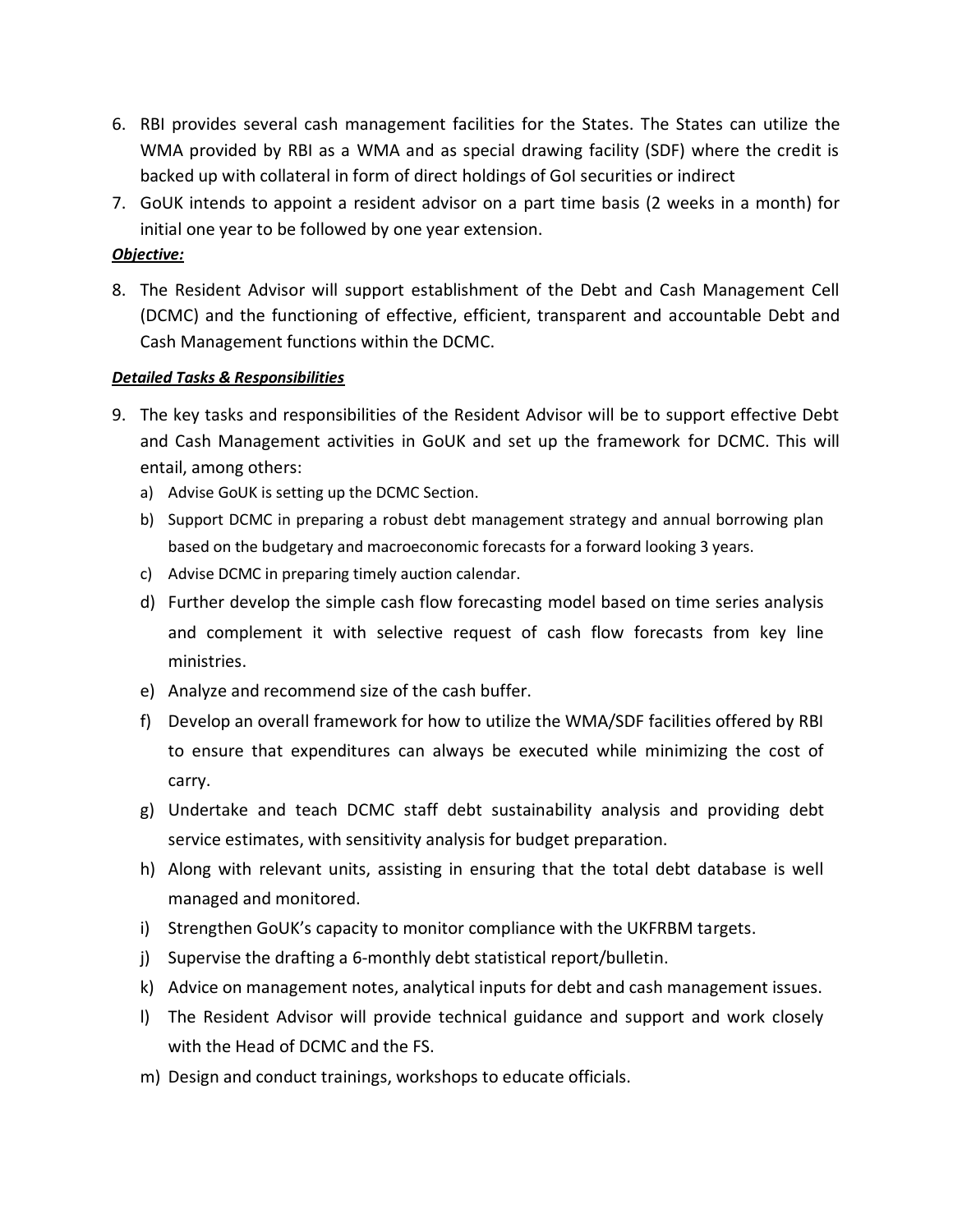6. RBI provides several cash management facilities for the States. The States can utilize the WMA provided by RBI as a WMA and as special drawing facility (SDF) where the credit is backed up with collateral in form of direct holdings of GoI securities or indirect
7. GoUK intends to appoint a resident advisor on a part time basis (2 weeks in a month) for initial one year to be followed by one year extension.

***Objective:***

8. The Resident Advisor will support establishment of the Debt and Cash Management Cell (DCMC) and the functioning of effective, efficient, transparent and accountable Debt and Cash Management functions within the DCMC.

***Detailed Tasks & Responsibilities***

9. The key tasks and responsibilities of the Resident Advisor will be to support effective Debt and Cash Management activities in GoUK and set up the framework for DCMC. This will entail, among others:
   a) Advise GoUK is setting up the DCMC Section.
   b) Support DCMC in preparing a robust debt management strategy and annual borrowing plan based on the budgetary and macroeconomic forecasts for a forward looking 3 years.
   c) Advise DCMC in preparing timely auction calendar.
   d) Further develop the simple cash flow forecasting model based on time series analysis and complement it with selective request of cash flow forecasts from key line ministries.
   e) Analyze and recommend size of the cash buffer.
   f) Develop an overall framework for how to utilize the WMA/SDF facilities offered by RBI to ensure that expenditures can always be executed while minimizing the cost of carry.
   g) Undertake and teach DCMC staff debt sustainability analysis and providing debt service estimates, with sensitivity analysis for budget preparation.
   h) Along with relevant units, assisting in ensuring that the total debt database is well managed and monitored.
   i) Strengthen GoUK's capacity to monitor compliance with the UKFRBM targets.
   j) Supervise the drafting a 6-monthly debt statistical report/bulletin.
   k) Advice on management notes, analytical inputs for debt and cash management issues.
   l) The Resident Advisor will provide technical guidance and support and work closely with the Head of DCMC and the FS.
   m) Design and conduct trainings, workshops to educate officials.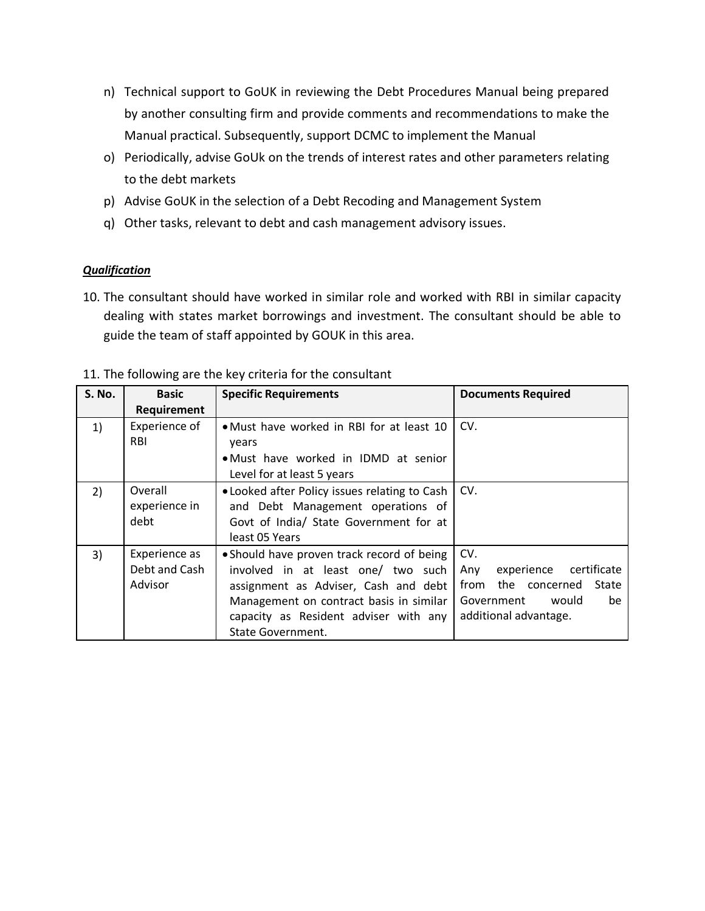n) Technical support to GoUK in reviewing the Debt Procedures Manual being prepared by another consulting firm and provide comments and recommendations to make the Manual practical. Subsequently, support DCMC to implement the Manual
o) Periodically, advise GoUk on the trends of interest rates and other parameters relating to the debt markets
p) Advise GoUK in the selection of a Debt Recoding and Management System
q) Other tasks, relevant to debt and cash management advisory issues.

***Qualification***

10. The consultant should have worked in similar role and worked with RBI in similar capacity dealing with states market borrowings and investment. The consultant should be able to guide the team of staff appointed by GOUK in this area.

11. The following are the key criteria for the consultant

| S. No. | Basic Requirement | Specific Requirements | Documents Required |
|---|---|---|---|
| 1) | Experience of RBI | • Must have worked in RBI for at least 10 years<br>• Must have worked in IDMD at senior Level for at least 5 years | CV. |
| 2) | Overall experience in debt | • Looked after Policy issues relating to Cash and Debt Management operations of Govt of India/ State Government for at least 05 Years | CV. |
| 3) | Experience as Debt and Cash Advisor | • Should have proven track record of being involved in at least one/ two such assignment as Adviser, Cash and debt Management on contract basis in similar capacity as Resident adviser with any State Government. | CV.<br>Any experience certificate from the concerned State Government would be additional advantage. |